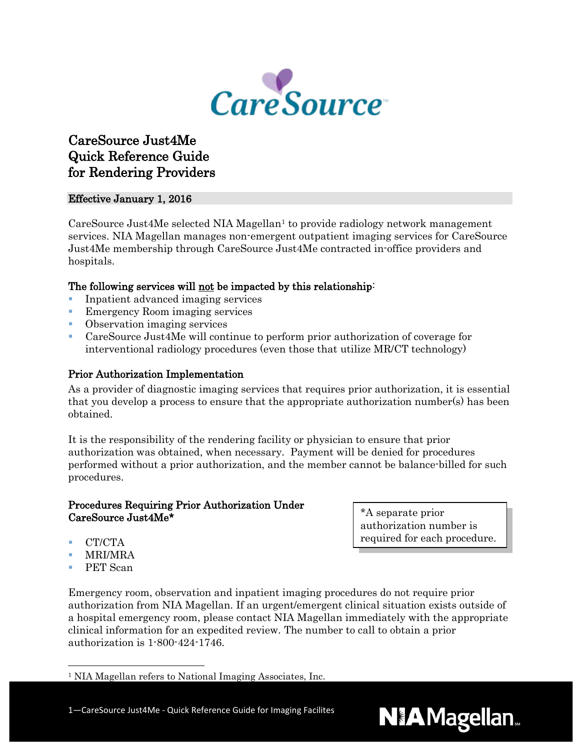# CareSource Just4Me Quick Reference Guide for Rendering Providers

**Effective January 1, 2016**

CareSource Just4Me selected NIA Magellan[1] to provide radiology network management services. NIA Magellan manages non-emergent outpatient imaging services for CareSource Just4Me membership through CareSource Just4Me contracted in-office providers and hospitals.

**The following services will not be impacted by this relationship:**

- Inpatient advanced imaging services
- Emergency Room imaging services
- Observation imaging services
- CareSource Just4Me will continue to perform prior authorization of coverage for interventional radiology procedures (even those that utilize MR/CT technology)

**Prior Authorization Implementation**

As a provider of diagnostic imaging services that requires prior authorization, it is essential that you develop a process to ensure that the appropriate authorization number(s) has been obtained.

It is the responsibility of the rendering facility or physician to ensure that prior authorization was obtained, when necessary. Payment will be denied for procedures performed without a prior authorization, and the member cannot be balance-billed for such procedures.

**Procedures Requiring Prior Authorization Under CareSource Just4Me***

- CT/CTA
- MRI/MRA
- PET Scan

*A separate prior authorization number is required for each procedure.

Emergency room, observation and inpatient imaging procedures do not require prior authorization from NIA Magellan. If an urgent/emergent clinical situation exists outside of a hospital emergency room, please contact NIA Magellan immediately with the appropriate clinical information for an expedited review. The number to call to obtain a prior authorization is 1-800-424-1746.

[1] NIA Magellan refers to National Imaging Associates, Inc.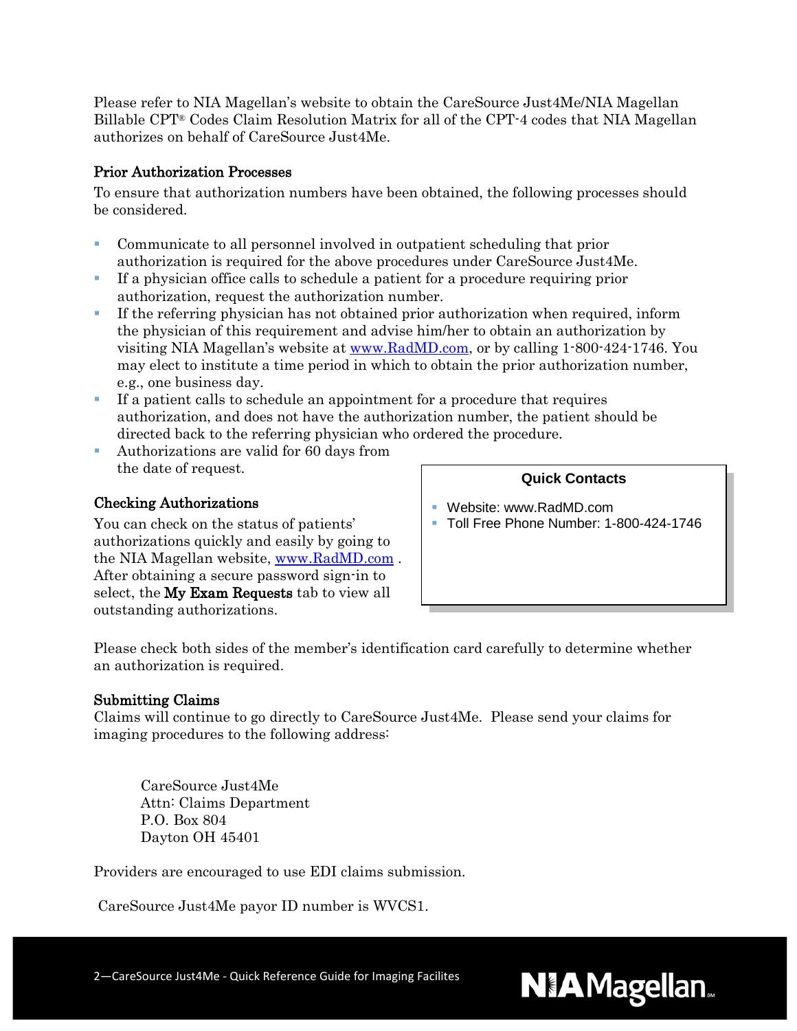Please refer to NIA Magellan's website to obtain the CareSource Just4Me/NIA Magellan Billable CPT® Codes Claim Resolution Matrix for all of the CPT-4 codes that NIA Magellan authorizes on behalf of CareSource Just4Me.

### Prior Authorization Processes

To ensure that authorization numbers have been obtained, the following processes should be considered.

- Communicate to all personnel involved in outpatient scheduling that prior authorization is required for the above procedures under CareSource Just4Me.
- If a physician office calls to schedule a patient for a procedure requiring prior authorization, request the authorization number.
- If the referring physician has not obtained prior authorization when required, inform the physician of this requirement and advise him/her to obtain an authorization by visiting NIA Magellan's website at www.RadMD.com, or by calling 1-800-424-1746. You may elect to institute a time period in which to obtain the prior authorization number, e.g., one business day.
- If a patient calls to schedule an appointment for a procedure that requires authorization, and does not have the authorization number, the patient should be directed back to the referring physician who ordered the procedure.
- Authorizations are valid for 60 days from the date of request.

### Checking Authorizations

You can check on the status of patients' authorizations quickly and easily by going to the NIA Magellan website, www.RadMD.com . After obtaining a secure password sign-in to select, the **My Exam Requests** tab to view all outstanding authorizations.

**Quick Contacts**

- Website: www.RadMD.com
- Toll Free Phone Number: 1-800-424-1746

Please check both sides of the member's identification card carefully to determine whether an authorization is required.

### Submitting Claims

Claims will continue to go directly to CareSource Just4Me. Please send your claims for imaging procedures to the following address:

CareSource Just4Me
Attn: Claims Department
P.O. Box 804
Dayton OH 45401

Providers are encouraged to use EDI claims submission.

CareSource Just4Me payor ID number is WVCS1.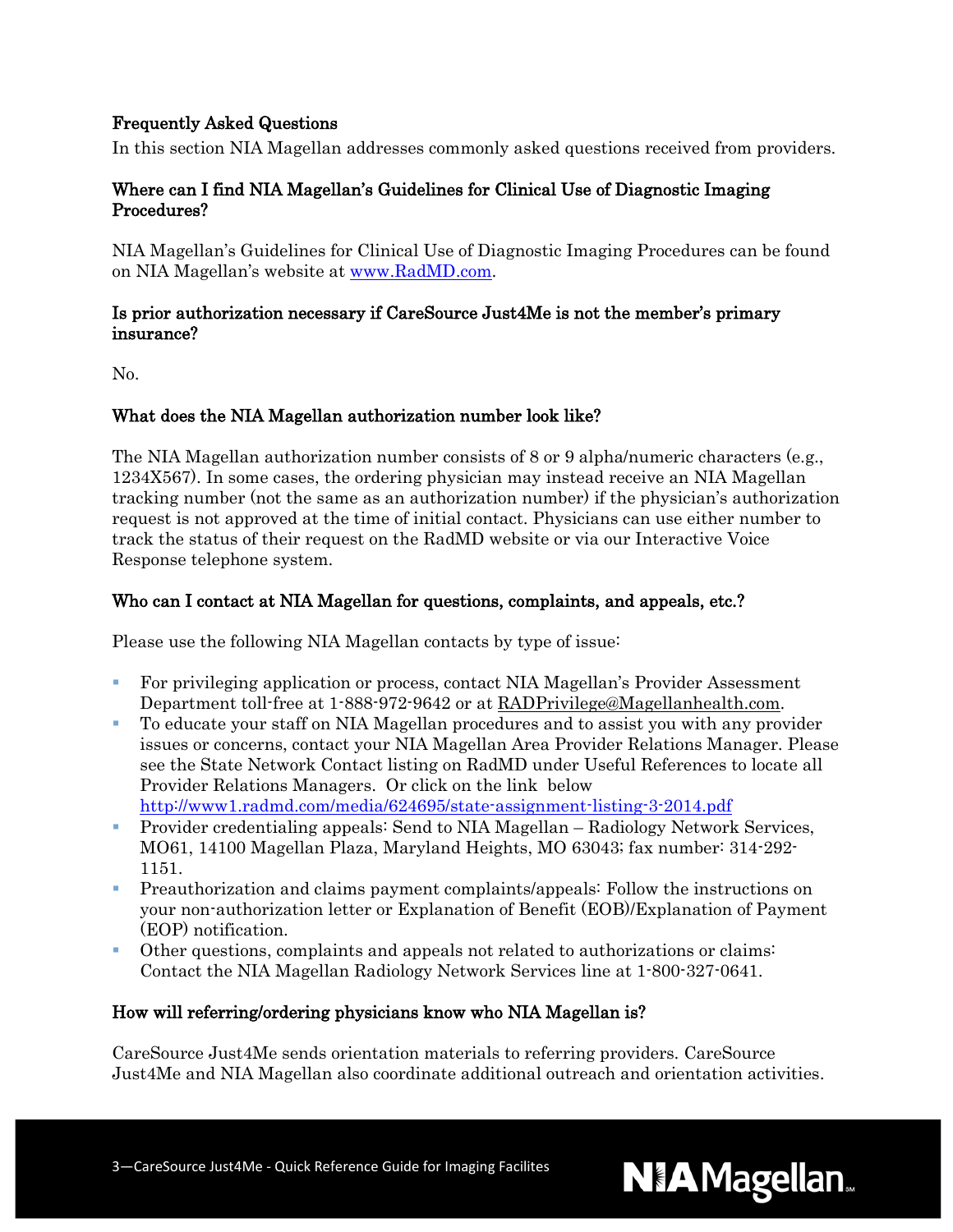## Frequently Asked Questions

In this section NIA Magellan addresses commonly asked questions received from providers.

### Where can I find NIA Magellan's Guidelines for Clinical Use of Diagnostic Imaging Procedures?

NIA Magellan's Guidelines for Clinical Use of Diagnostic Imaging Procedures can be found on NIA Magellan's website at [www.RadMD.com](http://www.RadMD.com).

### Is prior authorization necessary if CareSource Just4Me is not the member's primary insurance?

No.

### What does the NIA Magellan authorization number look like?

The NIA Magellan authorization number consists of 8 or 9 alpha/numeric characters (e.g., 1234X567). In some cases, the ordering physician may instead receive an NIA Magellan tracking number (not the same as an authorization number) if the physician's authorization request is not approved at the time of initial contact. Physicians can use either number to track the status of their request on the RadMD website or via our Interactive Voice Response telephone system.

### Who can I contact at NIA Magellan for questions, complaints, and appeals, etc.?

Please use the following NIA Magellan contacts by type of issue:

- For privileging application or process, contact NIA Magellan's Provider Assessment Department toll-free at 1-888-972-9642 or at RADPrivilege@Magellanhealth.com.
- To educate your staff on NIA Magellan procedures and to assist you with any provider issues or concerns, contact your NIA Magellan Area Provider Relations Manager. Please see the State Network Contact listing on RadMD under Useful References to locate all Provider Relations Managers. Or click on the link below [http://www1.radmd.com/media/624695/state-assignment-listing-3-2014.pdf](http://www1.radmd.com/media/624695/state-assignment-listing-3-2014.pdf)
- Provider credentialing appeals: Send to NIA Magellan – Radiology Network Services, MO61, 14100 Magellan Plaza, Maryland Heights, MO 63043; fax number: 314-292-1151.
- Preauthorization and claims payment complaints/appeals: Follow the instructions on your non-authorization letter or Explanation of Benefit (EOB)/Explanation of Payment (EOP) notification.
- Other questions, complaints and appeals not related to authorizations or claims: Contact the NIA Magellan Radiology Network Services line at 1-800-327-0641.

### How will referring/ordering physicians know who NIA Magellan is?

CareSource Just4Me sends orientation materials to referring providers. CareSource Just4Me and NIA Magellan also coordinate additional outreach and orientation activities.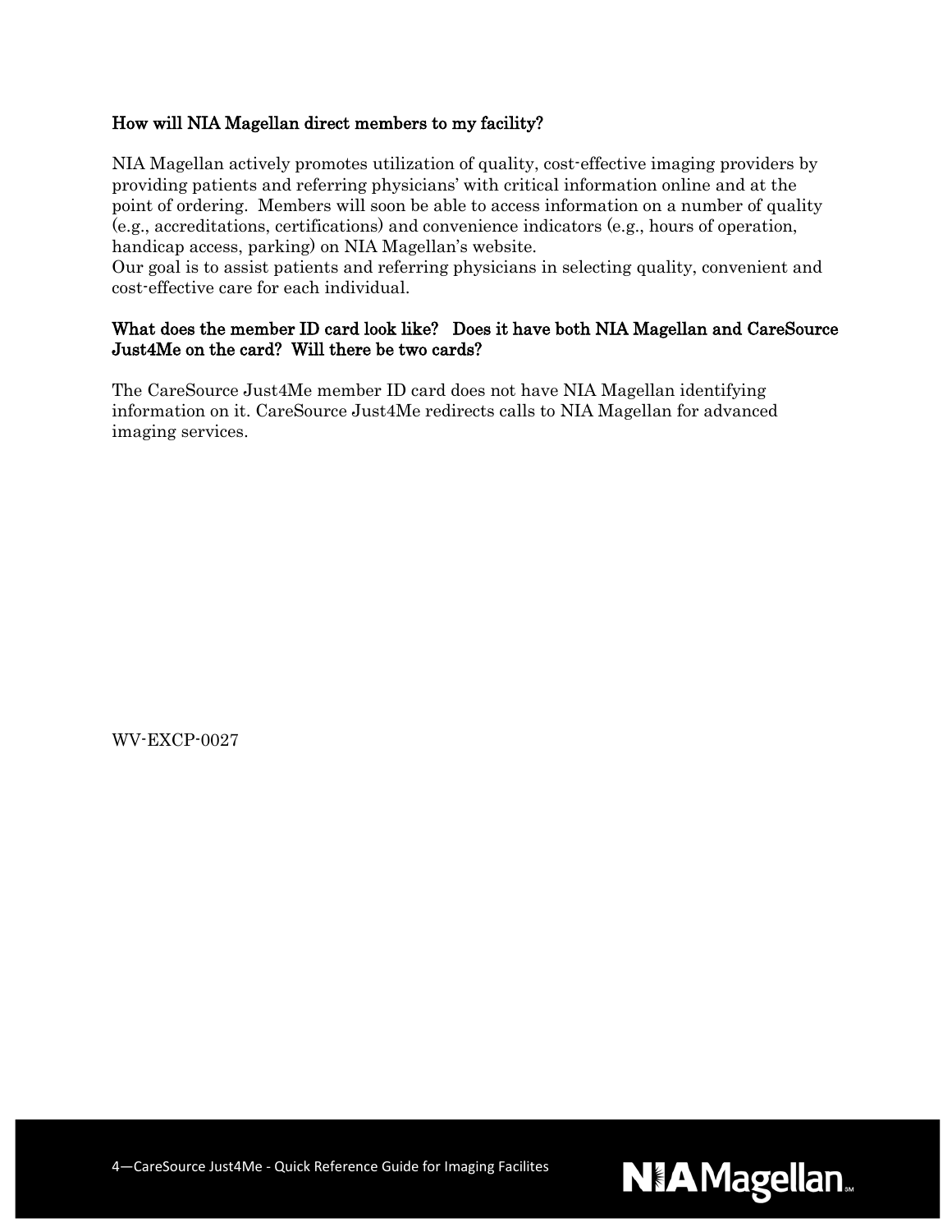**How will NIA Magellan direct members to my facility?**

NIA Magellan actively promotes utilization of quality, cost-effective imaging providers by providing patients and referring physicians' with critical information online and at the point of ordering. Members will soon be able to access information on a number of quality (e.g., accreditations, certifications) and convenience indicators (e.g., hours of operation, handicap access, parking) on NIA Magellan's website.
Our goal is to assist patients and referring physicians in selecting quality, convenient and cost-effective care for each individual.

**What does the member ID card look like? Does it have both NIA Magellan and CareSource Just4Me on the card? Will there be two cards?**

The CareSource Just4Me member ID card does not have NIA Magellan identifying information on it. CareSource Just4Me redirects calls to NIA Magellan for advanced imaging services.

WV-EXCP-0027